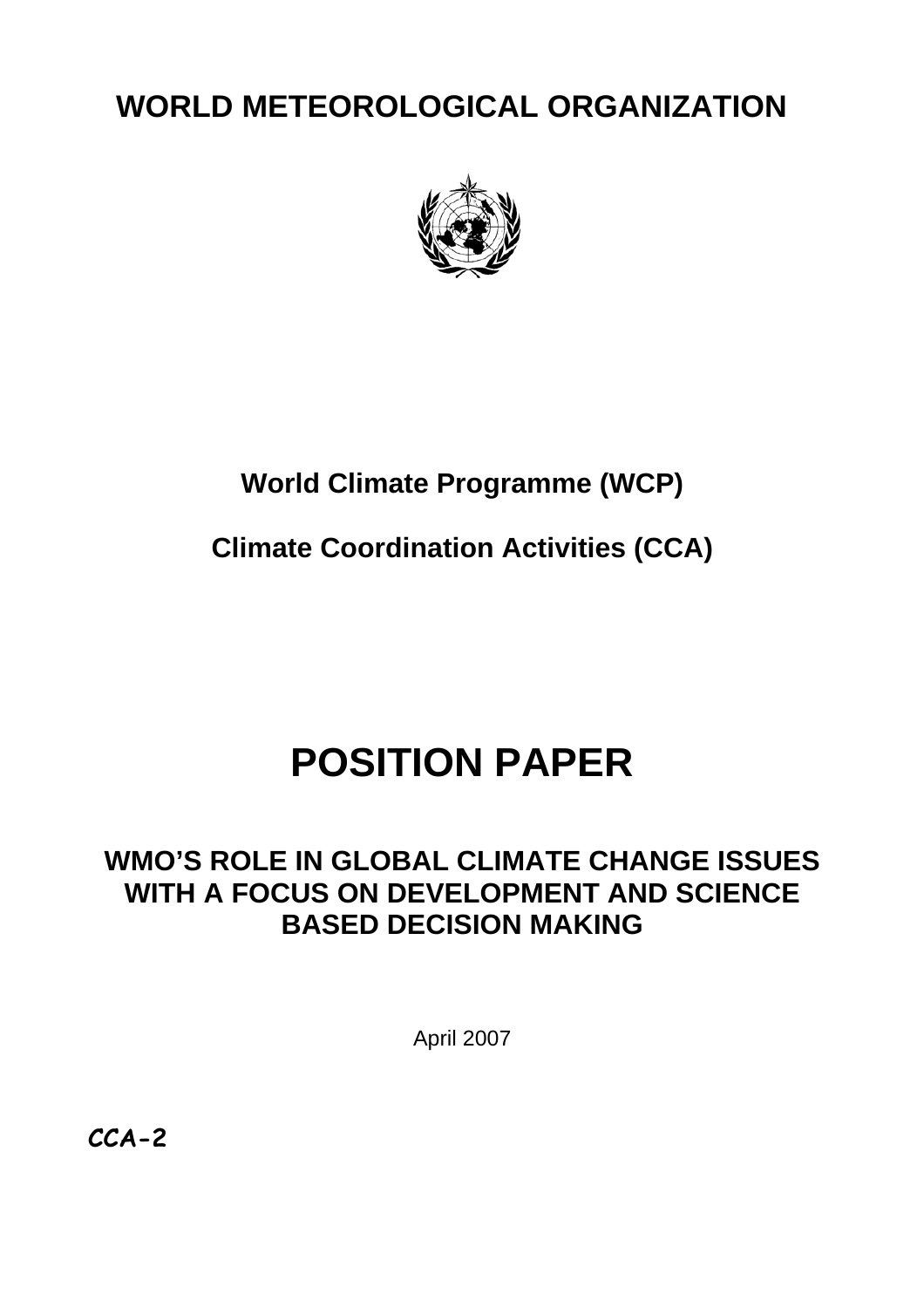# WORLD METEOROLOGICAL ORGANIZATION

## World Climate Programme (WCP)

## Climate Coordination Activities (CCA)

# POSITION PAPER

## WMO'S ROLE IN GLOBAL CLIMATE CHANGE ISSUES WITH A FOCUS ON DEVELOPMENT AND SCIENCE BASED DECISION MAKING

April 2007

***CCA-2***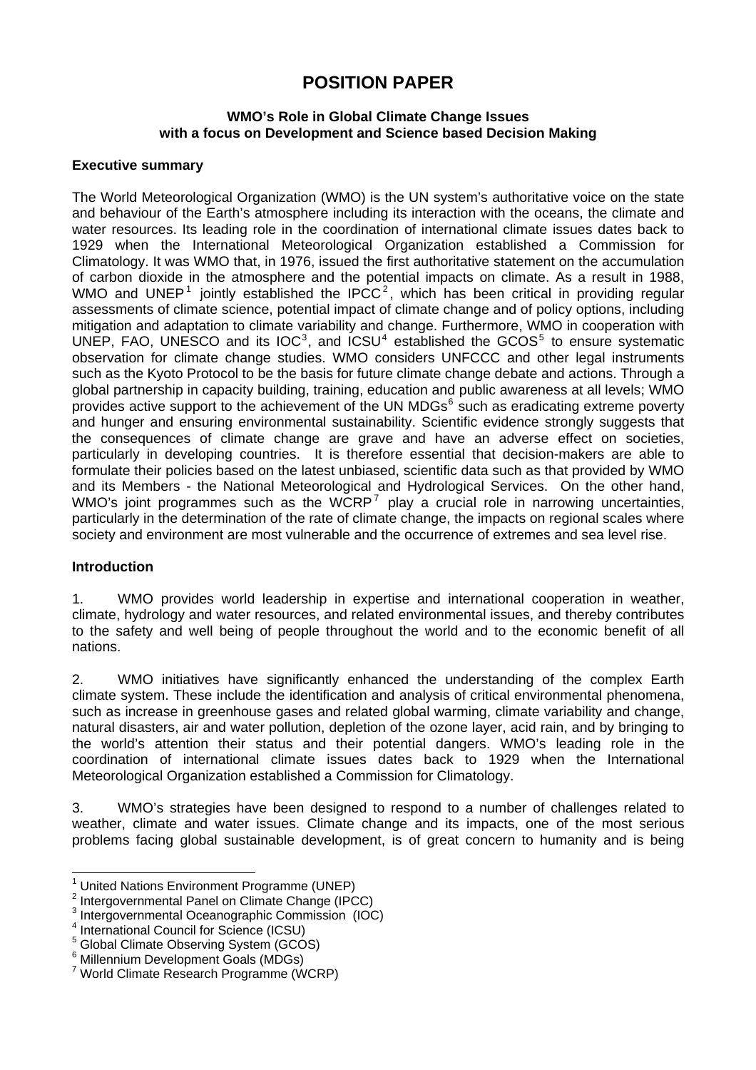# POSITION PAPER

**WMO's Role in Global Climate Change Issues with a focus on Development and Science based Decision Making**

**Executive summary**

The World Meteorological Organization (WMO) is the UN system's authoritative voice on the state and behaviour of the Earth's atmosphere including its interaction with the oceans, the climate and water resources. Its leading role in the coordination of international climate issues dates back to 1929 when the International Meteorological Organization established a Commission for Climatology. It was WMO that, in 1976, issued the first authoritative statement on the accumulation of carbon dioxide in the atmosphere and the potential impacts on climate. As a result in 1988, WMO and UNEP[1] jointly established the IPCC[2], which has been critical in providing regular assessments of climate science, potential impact of climate change and of policy options, including mitigation and adaptation to climate variability and change. Furthermore, WMO in cooperation with UNEP, FAO, UNESCO and its IOC[3], and ICSU[4] established the GCOS[5] to ensure systematic observation for climate change studies. WMO considers UNFCCC and other legal instruments such as the Kyoto Protocol to be the basis for future climate change debate and actions. Through a global partnership in capacity building, training, education and public awareness at all levels; WMO provides active support to the achievement of the UN MDGs[6] such as eradicating extreme poverty and hunger and ensuring environmental sustainability. Scientific evidence strongly suggests that the consequences of climate change are grave and have an adverse effect on societies, particularly in developing countries. It is therefore essential that decision-makers are able to formulate their policies based on the latest unbiased, scientific data such as that provided by WMO and its Members - the National Meteorological and Hydrological Services. On the other hand, WMO's joint programmes such as the WCRP[7] play a crucial role in narrowing uncertainties, particularly in the determination of the rate of climate change, the impacts on regional scales where society and environment are most vulnerable and the occurrence of extremes and sea level rise.

**Introduction**

1. WMO provides world leadership in expertise and international cooperation in weather, climate, hydrology and water resources, and related environmental issues, and thereby contributes to the safety and well being of people throughout the world and to the economic benefit of all nations.

2. WMO initiatives have significantly enhanced the understanding of the complex Earth climate system. These include the identification and analysis of critical environmental phenomena, such as increase in greenhouse gases and related global warming, climate variability and change, natural disasters, air and water pollution, depletion of the ozone layer, acid rain, and by bringing to the world's attention their status and their potential dangers. WMO's leading role in the coordination of international climate issues dates back to 1929 when the International Meteorological Organization established a Commission for Climatology.

3. WMO's strategies have been designed to respond to a number of challenges related to weather, climate and water issues. Climate change and its impacts, one of the most serious problems facing global sustainable development, is of great concern to humanity and is being

---

[1] United Nations Environment Programme (UNEP)
[2] Intergovernmental Panel on Climate Change (IPCC)
[3] Intergovernmental Oceanographic Commission (IOC)
[4] International Council for Science (ICSU)
[5] Global Climate Observing System (GCOS)
[6] Millennium Development Goals (MDGs)
[7] World Climate Research Programme (WCRP)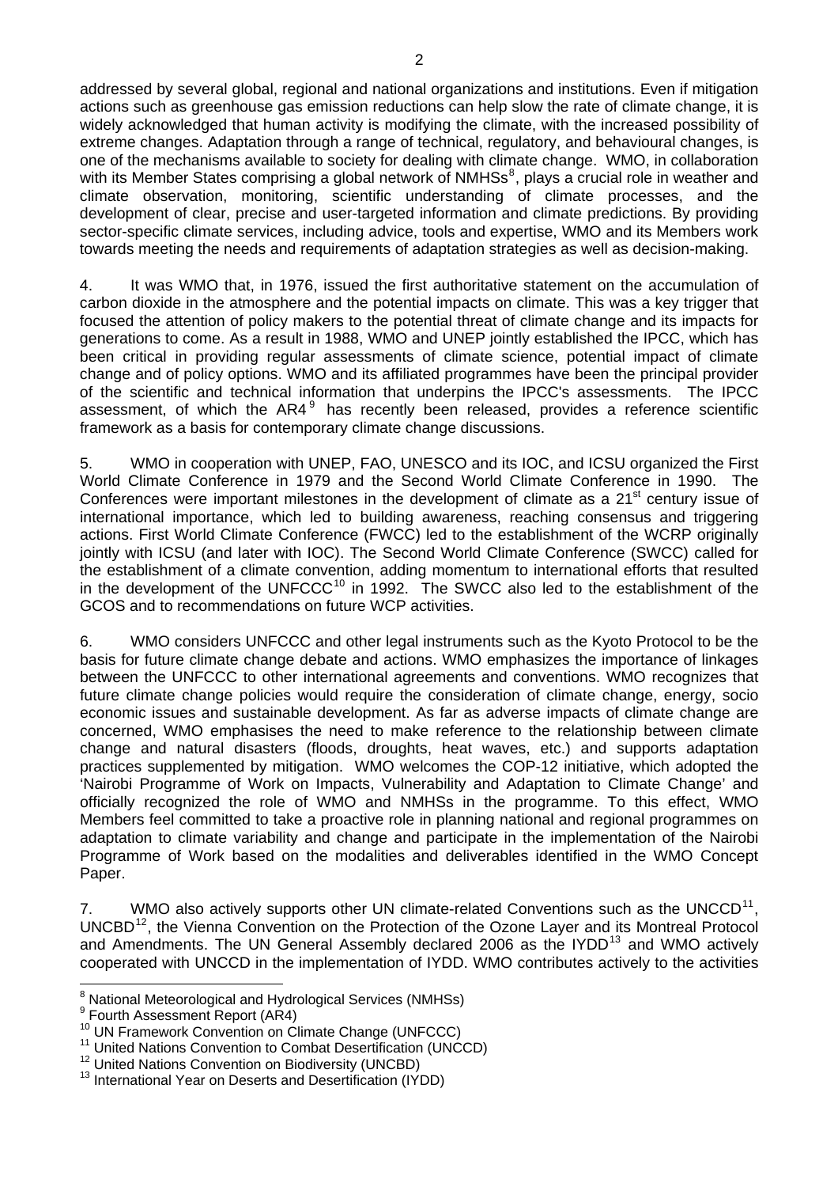addressed by several global, regional and national organizations and institutions. Even if mitigation actions such as greenhouse gas emission reductions can help slow the rate of climate change, it is widely acknowledged that human activity is modifying the climate, with the increased possibility of extreme changes. Adaptation through a range of technical, regulatory, and behavioural changes, is one of the mechanisms available to society for dealing with climate change. WMO, in collaboration with its Member States comprising a global network of NMHSs[8], plays a crucial role in weather and climate observation, monitoring, scientific understanding of climate processes, and the development of clear, precise and user-targeted information and climate predictions. By providing sector-specific climate services, including advice, tools and expertise, WMO and its Members work towards meeting the needs and requirements of adaptation strategies as well as decision-making.

4. It was WMO that, in 1976, issued the first authoritative statement on the accumulation of carbon dioxide in the atmosphere and the potential impacts on climate. This was a key trigger that focused the attention of policy makers to the potential threat of climate change and its impacts for generations to come. As a result in 1988, WMO and UNEP jointly established the IPCC, which has been critical in providing regular assessments of climate science, potential impact of climate change and of policy options. WMO and its affiliated programmes have been the principal provider of the scientific and technical information that underpins the IPCC's assessments. The IPCC assessment, of which the AR4[9] has recently been released, provides a reference scientific framework as a basis for contemporary climate change discussions.

5. WMO in cooperation with UNEP, FAO, UNESCO and its IOC, and ICSU organized the First World Climate Conference in 1979 and the Second World Climate Conference in 1990. The Conferences were important milestones in the development of climate as a 21st century issue of international importance, which led to building awareness, reaching consensus and triggering actions. First World Climate Conference (FWCC) led to the establishment of the WCRP originally jointly with ICSU (and later with IOC). The Second World Climate Conference (SWCC) called for the establishment of a climate convention, adding momentum to international efforts that resulted in the development of the UNFCCC[10] in 1992. The SWCC also led to the establishment of the GCOS and to recommendations on future WCP activities.

6. WMO considers UNFCCC and other legal instruments such as the Kyoto Protocol to be the basis for future climate change debate and actions. WMO emphasizes the importance of linkages between the UNFCCC to other international agreements and conventions. WMO recognizes that future climate change policies would require the consideration of climate change, energy, socio economic issues and sustainable development. As far as adverse impacts of climate change are concerned, WMO emphasises the need to make reference to the relationship between climate change and natural disasters (floods, droughts, heat waves, etc.) and supports adaptation practices supplemented by mitigation. WMO welcomes the COP-12 initiative, which adopted the 'Nairobi Programme of Work on Impacts, Vulnerability and Adaptation to Climate Change' and officially recognized the role of WMO and NMHSs in the programme. To this effect, WMO Members feel committed to take a proactive role in planning national and regional programmes on adaptation to climate variability and change and participate in the implementation of the Nairobi Programme of Work based on the modalities and deliverables identified in the WMO Concept Paper.

7. WMO also actively supports other UN climate-related Conventions such as the UNCCD[11], UNCBD[12], the Vienna Convention on the Protection of the Ozone Layer and its Montreal Protocol and Amendments. The UN General Assembly declared 2006 as the IYDD[13] and WMO actively cooperated with UNCCD in the implementation of IYDD. WMO contributes actively to the activities

[8] National Meteorological and Hydrological Services (NMHSs)
[9] Fourth Assessment Report (AR4)
[10] UN Framework Convention on Climate Change (UNFCCC)
[11] United Nations Convention to Combat Desertification (UNCCD)
[12] United Nations Convention on Biodiversity (UNCBD)
[13] International Year on Deserts and Desertification (IYDD)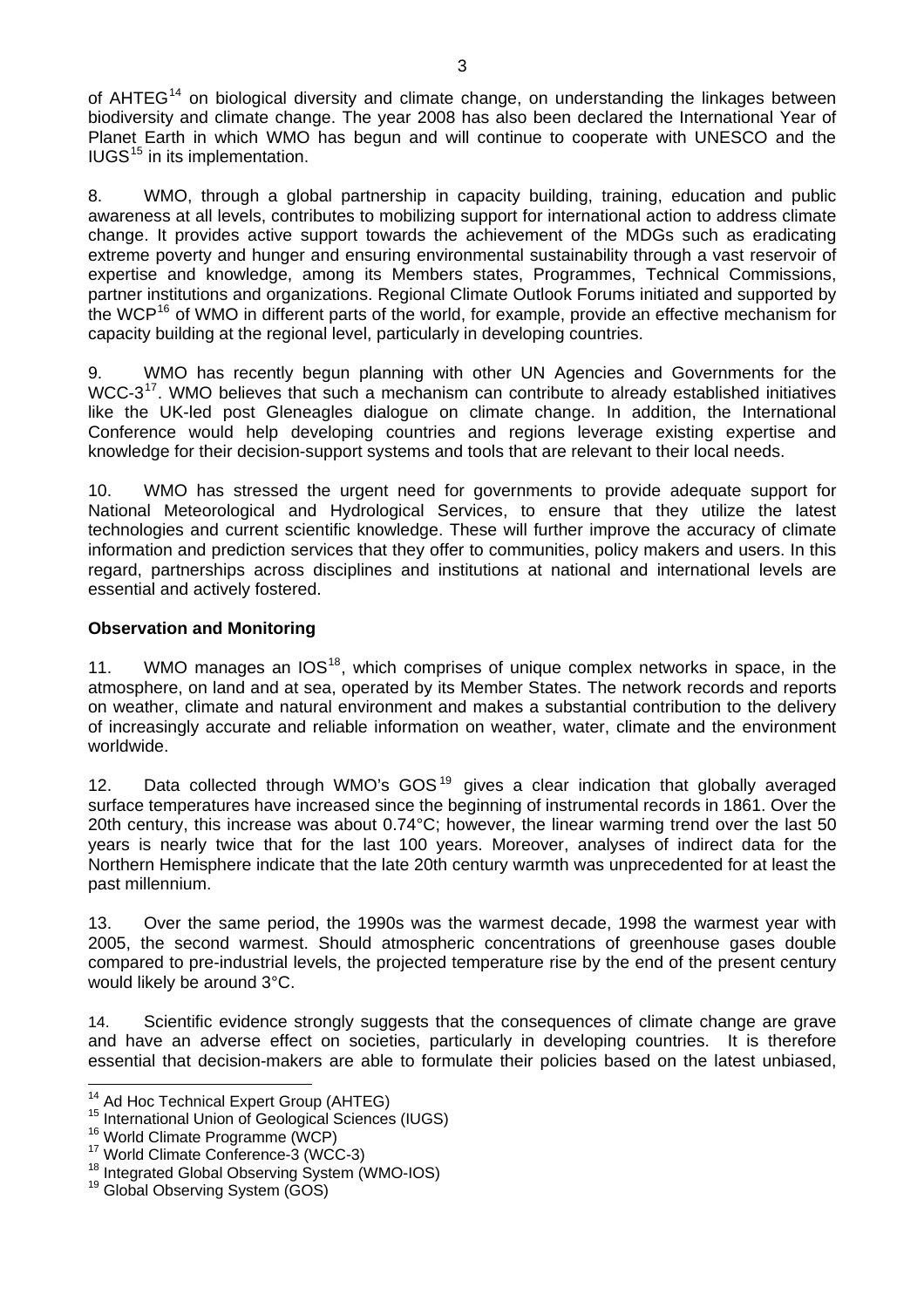of AHTEG[14] on biological diversity and climate change, on understanding the linkages between biodiversity and climate change. The year 2008 has also been declared the International Year of Planet Earth in which WMO has begun and will continue to cooperate with UNESCO and the IUGS[15] in its implementation.

8. WMO, through a global partnership in capacity building, training, education and public awareness at all levels, contributes to mobilizing support for international action to address climate change. It provides active support towards the achievement of the MDGs such as eradicating extreme poverty and hunger and ensuring environmental sustainability through a vast reservoir of expertise and knowledge, among its Members states, Programmes, Technical Commissions, partner institutions and organizations. Regional Climate Outlook Forums initiated and supported by the WCP[16] of WMO in different parts of the world, for example, provide an effective mechanism for capacity building at the regional level, particularly in developing countries.

9. WMO has recently begun planning with other UN Agencies and Governments for the WCC-3[17]. WMO believes that such a mechanism can contribute to already established initiatives like the UK-led post Gleneagles dialogue on climate change. In addition, the International Conference would help developing countries and regions leverage existing expertise and knowledge for their decision-support systems and tools that are relevant to their local needs.

10. WMO has stressed the urgent need for governments to provide adequate support for National Meteorological and Hydrological Services, to ensure that they utilize the latest technologies and current scientific knowledge. These will further improve the accuracy of climate information and prediction services that they offer to communities, policy makers and users. In this regard, partnerships across disciplines and institutions at national and international levels are essential and actively fostered.

**Observation and Monitoring**

11. WMO manages an IOS[18], which comprises of unique complex networks in space, in the atmosphere, on land and at sea, operated by its Member States. The network records and reports on weather, climate and natural environment and makes a substantial contribution to the delivery of increasingly accurate and reliable information on weather, water, climate and the environment worldwide.

12. Data collected through WMO's GOS[19] gives a clear indication that globally averaged surface temperatures have increased since the beginning of instrumental records in 1861. Over the 20th century, this increase was about 0.74°C; however, the linear warming trend over the last 50 years is nearly twice that for the last 100 years. Moreover, analyses of indirect data for the Northern Hemisphere indicate that the late 20th century warmth was unprecedented for at least the past millennium.

13. Over the same period, the 1990s was the warmest decade, 1998 the warmest year with 2005, the second warmest. Should atmospheric concentrations of greenhouse gases double compared to pre-industrial levels, the projected temperature rise by the end of the present century would likely be around 3°C.

14. Scientific evidence strongly suggests that the consequences of climate change are grave and have an adverse effect on societies, particularly in developing countries. It is therefore essential that decision-makers are able to formulate their policies based on the latest unbiased,

---

[14] Ad Hoc Technical Expert Group (AHTEG)
[15] International Union of Geological Sciences (IUGS)
[16] World Climate Programme (WCP)
[17] World Climate Conference-3 (WCC-3)
[18] Integrated Global Observing System (WMO-IOS)
[19] Global Observing System (GOS)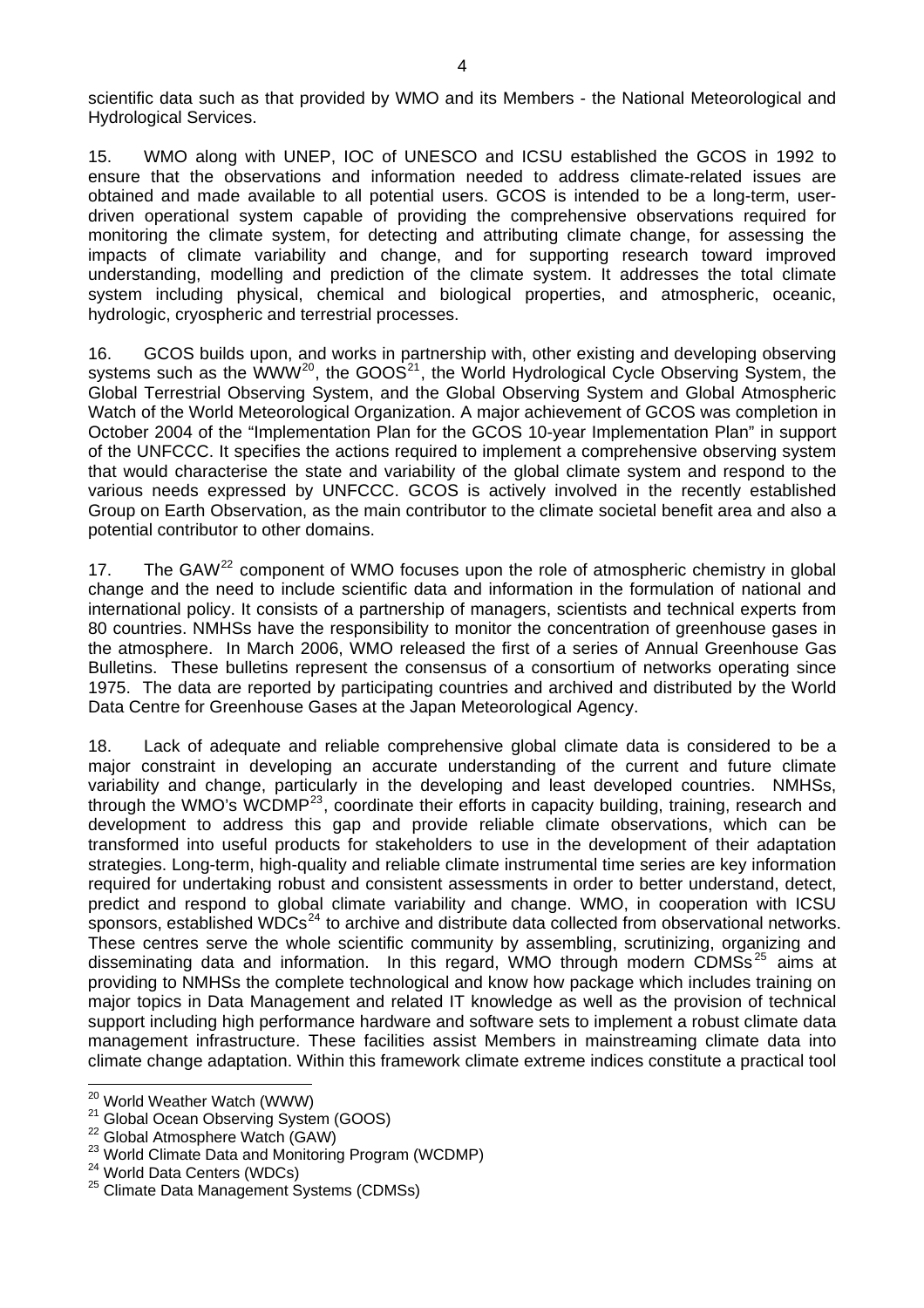scientific data such as that provided by WMO and its Members - the National Meteorological and Hydrological Services.

15. WMO along with UNEP, IOC of UNESCO and ICSU established the GCOS in 1992 to ensure that the observations and information needed to address climate-related issues are obtained and made available to all potential users. GCOS is intended to be a long-term, user-driven operational system capable of providing the comprehensive observations required for monitoring the climate system, for detecting and attributing climate change, for assessing the impacts of climate variability and change, and for supporting research toward improved understanding, modelling and prediction of the climate system. It addresses the total climate system including physical, chemical and biological properties, and atmospheric, oceanic, hydrologic, cryospheric and terrestrial processes.

16. GCOS builds upon, and works in partnership with, other existing and developing observing systems such as the WWW[20], the GOOS[21], the World Hydrological Cycle Observing System, the Global Terrestrial Observing System, and the Global Observing System and Global Atmospheric Watch of the World Meteorological Organization. A major achievement of GCOS was completion in October 2004 of the "Implementation Plan for the GCOS 10-year Implementation Plan" in support of the UNFCCC. It specifies the actions required to implement a comprehensive observing system that would characterise the state and variability of the global climate system and respond to the various needs expressed by UNFCCC. GCOS is actively involved in the recently established Group on Earth Observation, as the main contributor to the climate societal benefit area and also a potential contributor to other domains.

17. The GAW[22] component of WMO focuses upon the role of atmospheric chemistry in global change and the need to include scientific data and information in the formulation of national and international policy. It consists of a partnership of managers, scientists and technical experts from 80 countries. NMHSs have the responsibility to monitor the concentration of greenhouse gases in the atmosphere. In March 2006, WMO released the first of a series of Annual Greenhouse Gas Bulletins. These bulletins represent the consensus of a consortium of networks operating since 1975. The data are reported by participating countries and archived and distributed by the World Data Centre for Greenhouse Gases at the Japan Meteorological Agency.

18. Lack of adequate and reliable comprehensive global climate data is considered to be a major constraint in developing an accurate understanding of the current and future climate variability and change, particularly in the developing and least developed countries. NMHSs, through the WMO's WCDMP[23], coordinate their efforts in capacity building, training, research and development to address this gap and provide reliable climate observations, which can be transformed into useful products for stakeholders to use in the development of their adaptation strategies. Long-term, high-quality and reliable climate instrumental time series are key information required for undertaking robust and consistent assessments in order to better understand, detect, predict and respond to global climate variability and change. WMO, in cooperation with ICSU sponsors, established WDCs[24] to archive and distribute data collected from observational networks. These centres serve the whole scientific community by assembling, scrutinizing, organizing and disseminating data and information. In this regard, WMO through modern CDMSs[25] aims at providing to NMHSs the complete technological and know how package which includes training on major topics in Data Management and related IT knowledge as well as the provision of technical support including high performance hardware and software sets to implement a robust climate data management infrastructure. These facilities assist Members in mainstreaming climate data into climate change adaptation. Within this framework climate extreme indices constitute a practical tool

---

[20] World Weather Watch (WWW)

[21] Global Ocean Observing System (GOOS)

[22] Global Atmosphere Watch (GAW)

[23] World Climate Data and Monitoring Program (WCDMP)

[24] World Data Centers (WDCs)

[25] Climate Data Management Systems (CDMSs)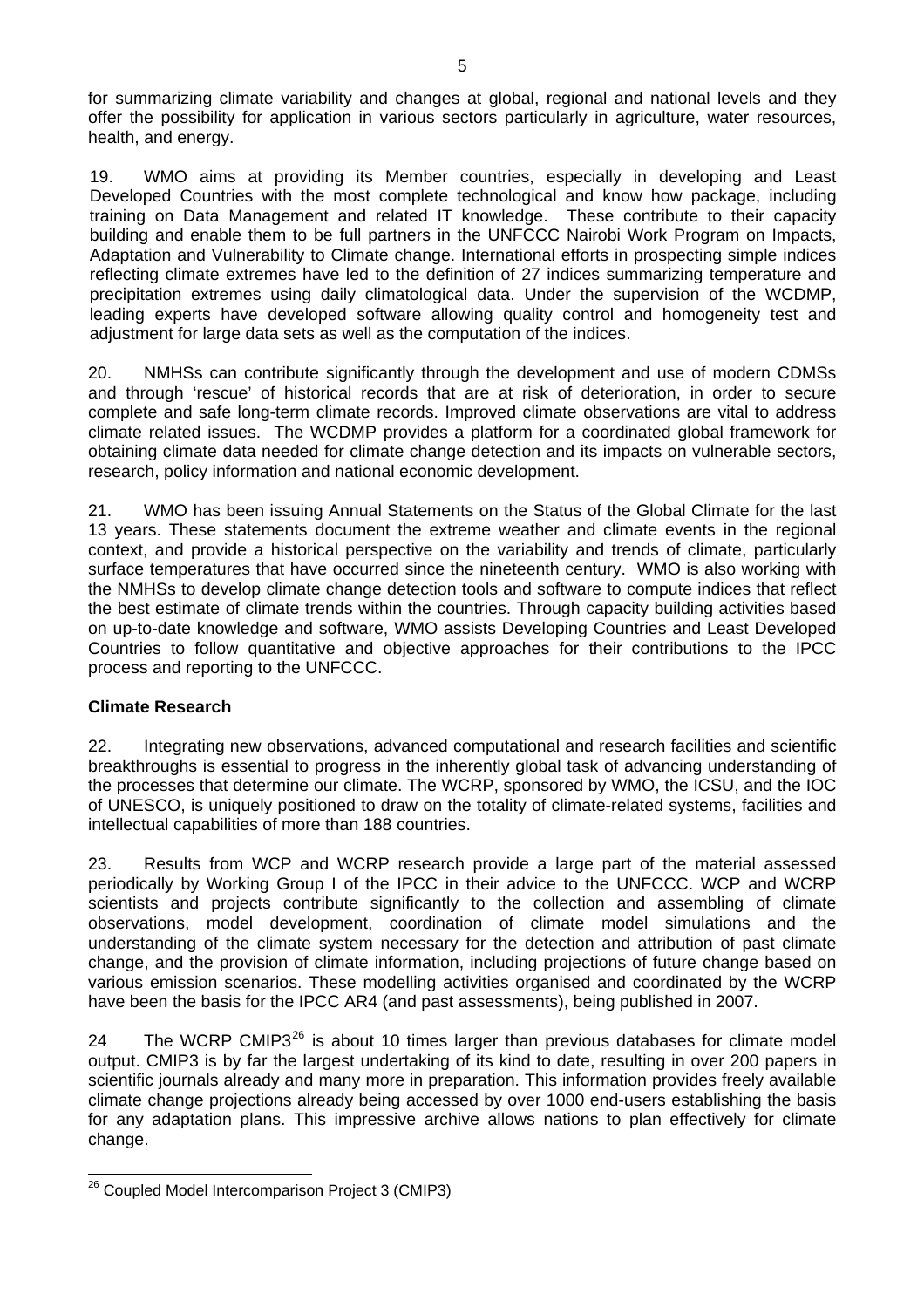for summarizing climate variability and changes at global, regional and national levels and they offer the possibility for application in various sectors particularly in agriculture, water resources, health, and energy.

19. WMO aims at providing its Member countries, especially in developing and Least Developed Countries with the most complete technological and know how package, including training on Data Management and related IT knowledge. These contribute to their capacity building and enable them to be full partners in the UNFCCC Nairobi Work Program on Impacts, Adaptation and Vulnerability to Climate change. International efforts in prospecting simple indices reflecting climate extremes have led to the definition of 27 indices summarizing temperature and precipitation extremes using daily climatological data. Under the supervision of the WCDMP, leading experts have developed software allowing quality control and homogeneity test and adjustment for large data sets as well as the computation of the indices.

20. NMHSs can contribute significantly through the development and use of modern CDMSs and through 'rescue' of historical records that are at risk of deterioration, in order to secure complete and safe long-term climate records. Improved climate observations are vital to address climate related issues. The WCDMP provides a platform for a coordinated global framework for obtaining climate data needed for climate change detection and its impacts on vulnerable sectors, research, policy information and national economic development.

21. WMO has been issuing Annual Statements on the Status of the Global Climate for the last 13 years. These statements document the extreme weather and climate events in the regional context, and provide a historical perspective on the variability and trends of climate, particularly surface temperatures that have occurred since the nineteenth century. WMO is also working with the NMHSs to develop climate change detection tools and software to compute indices that reflect the best estimate of climate trends within the countries. Through capacity building activities based on up-to-date knowledge and software, WMO assists Developing Countries and Least Developed Countries to follow quantitative and objective approaches for their contributions to the IPCC process and reporting to the UNFCCC.

**Climate Research**

22. Integrating new observations, advanced computational and research facilities and scientific breakthroughs is essential to progress in the inherently global task of advancing understanding of the processes that determine our climate. The WCRP, sponsored by WMO, the ICSU, and the IOC of UNESCO, is uniquely positioned to draw on the totality of climate-related systems, facilities and intellectual capabilities of more than 188 countries.

23. Results from WCP and WCRP research provide a large part of the material assessed periodically by Working Group I of the IPCC in their advice to the UNFCCC. WCP and WCRP scientists and projects contribute significantly to the collection and assembling of climate observations, model development, coordination of climate model simulations and the understanding of the climate system necessary for the detection and attribution of past climate change, and the provision of climate information, including projections of future change based on various emission scenarios. These modelling activities organised and coordinated by the WCRP have been the basis for the IPCC AR4 (and past assessments), being published in 2007.

24 The WCRP CMIP3[26] is about 10 times larger than previous databases for climate model output. CMIP3 is by far the largest undertaking of its kind to date, resulting in over 200 papers in scientific journals already and many more in preparation. This information provides freely available climate change projections already being accessed by over 1000 end-users establishing the basis for any adaptation plans. This impressive archive allows nations to plan effectively for climate change.

[26] Coupled Model Intercomparison Project 3 (CMIP3)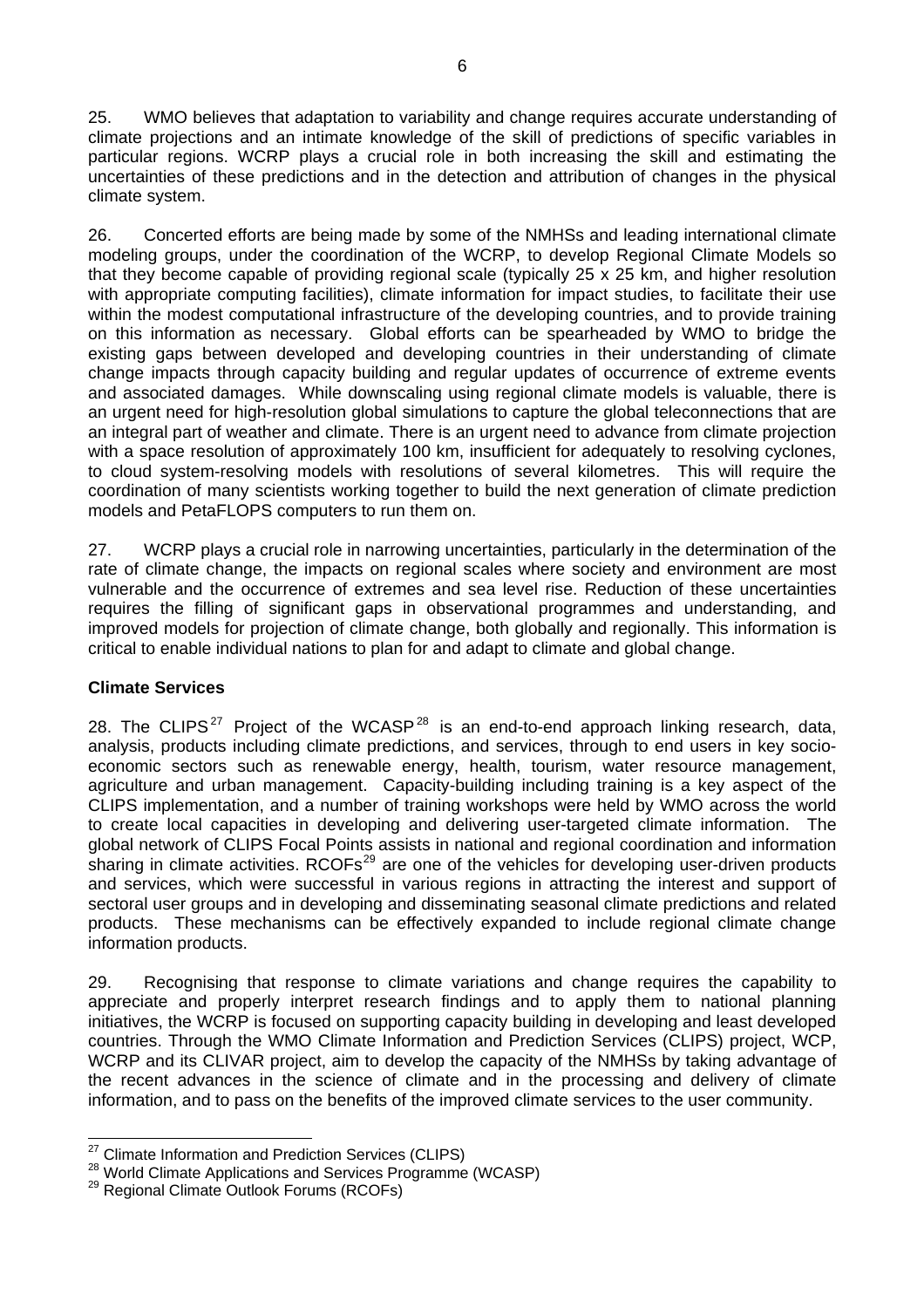25. WMO believes that adaptation to variability and change requires accurate understanding of climate projections and an intimate knowledge of the skill of predictions of specific variables in particular regions. WCRP plays a crucial role in both increasing the skill and estimating the uncertainties of these predictions and in the detection and attribution of changes in the physical climate system.

26. Concerted efforts are being made by some of the NMHSs and leading international climate modeling groups, under the coordination of the WCRP, to develop Regional Climate Models so that they become capable of providing regional scale (typically 25 x 25 km, and higher resolution with appropriate computing facilities), climate information for impact studies, to facilitate their use within the modest computational infrastructure of the developing countries, and to provide training on this information as necessary. Global efforts can be spearheaded by WMO to bridge the existing gaps between developed and developing countries in their understanding of climate change impacts through capacity building and regular updates of occurrence of extreme events and associated damages. While downscaling using regional climate models is valuable, there is an urgent need for high-resolution global simulations to capture the global teleconnections that are an integral part of weather and climate. There is an urgent need to advance from climate projection with a space resolution of approximately 100 km, insufficient for adequately to resolving cyclones, to cloud system-resolving models with resolutions of several kilometres. This will require the coordination of many scientists working together to build the next generation of climate prediction models and PetaFLOPS computers to run them on.

27. WCRP plays a crucial role in narrowing uncertainties, particularly in the determination of the rate of climate change, the impacts on regional scales where society and environment are most vulnerable and the occurrence of extremes and sea level rise. Reduction of these uncertainties requires the filling of significant gaps in observational programmes and understanding, and improved models for projection of climate change, both globally and regionally. This information is critical to enable individual nations to plan for and adapt to climate and global change.

**Climate Services**

28. The CLIPS[27] Project of the WCASP[28] is an end-to-end approach linking research, data, analysis, products including climate predictions, and services, through to end users in key socio-economic sectors such as renewable energy, health, tourism, water resource management, agriculture and urban management. Capacity-building including training is a key aspect of the CLIPS implementation, and a number of training workshops were held by WMO across the world to create local capacities in developing and delivering user-targeted climate information. The global network of CLIPS Focal Points assists in national and regional coordination and information sharing in climate activities. RCOFs[29] are one of the vehicles for developing user-driven products and services, which were successful in various regions in attracting the interest and support of sectoral user groups and in developing and disseminating seasonal climate predictions and related products. These mechanisms can be effectively expanded to include regional climate change information products.

29. Recognising that response to climate variations and change requires the capability to appreciate and properly interpret research findings and to apply them to national planning initiatives, the WCRP is focused on supporting capacity building in developing and least developed countries. Through the WMO Climate Information and Prediction Services (CLIPS) project, WCP, WCRP and its CLIVAR project, aim to develop the capacity of the NMHSs by taking advantage of the recent advances in the science of climate and in the processing and delivery of climate information, and to pass on the benefits of the improved climate services to the user community.

---

[27] Climate Information and Prediction Services (CLIPS)

[28] World Climate Applications and Services Programme (WCASP)

[29] Regional Climate Outlook Forums (RCOFs)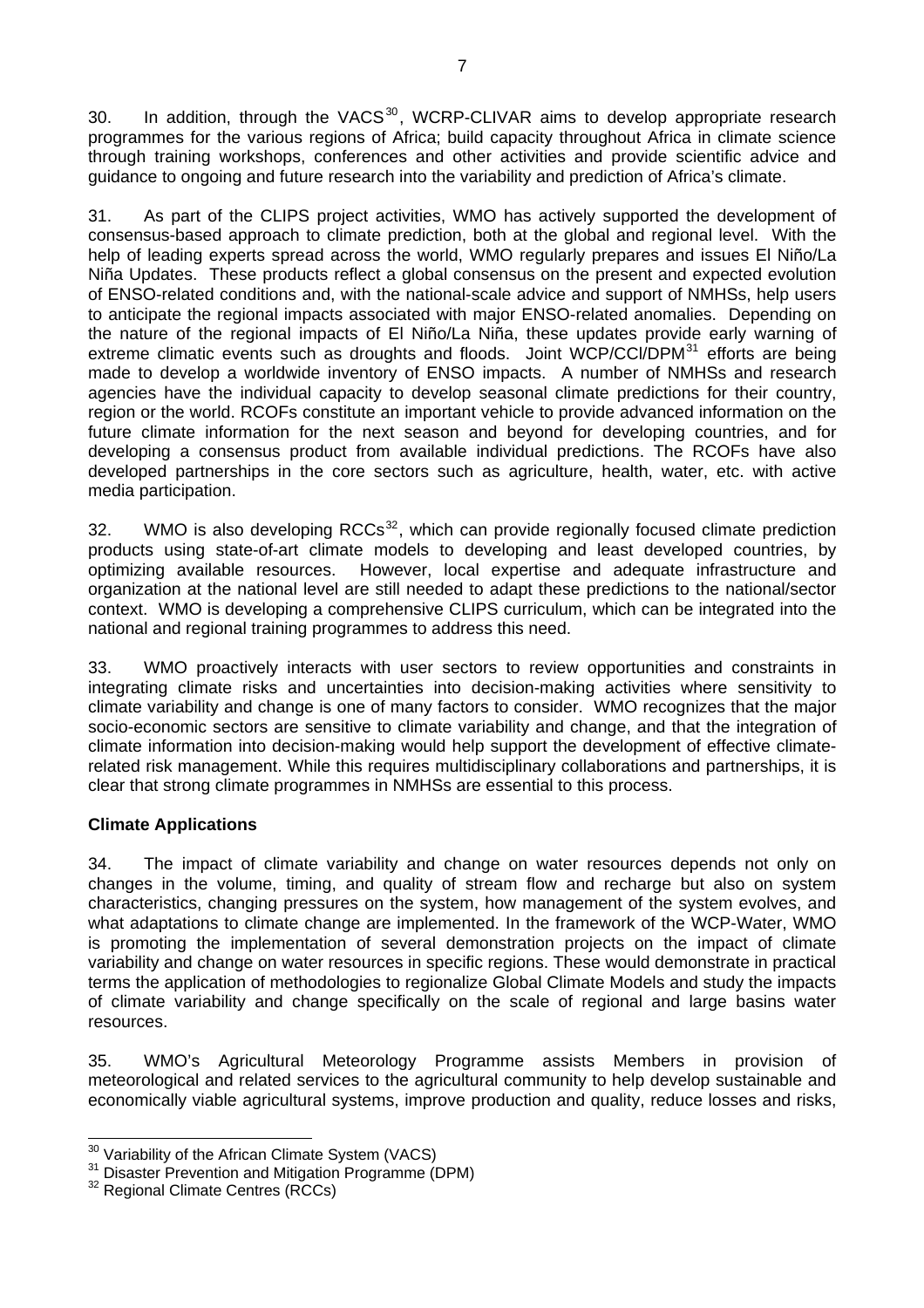30. In addition, through the VACS[30], WCRP-CLIVAR aims to develop appropriate research programmes for the various regions of Africa; build capacity throughout Africa in climate science through training workshops, conferences and other activities and provide scientific advice and guidance to ongoing and future research into the variability and prediction of Africa's climate.

31. As part of the CLIPS project activities, WMO has actively supported the development of consensus-based approach to climate prediction, both at the global and regional level. With the help of leading experts spread across the world, WMO regularly prepares and issues El Niño/La Niña Updates. These products reflect a global consensus on the present and expected evolution of ENSO-related conditions and, with the national-scale advice and support of NMHSs, help users to anticipate the regional impacts associated with major ENSO-related anomalies. Depending on the nature of the regional impacts of El Niño/La Niña, these updates provide early warning of extreme climatic events such as droughts and floods. Joint WCP/CCl/DPM[31] efforts are being made to develop a worldwide inventory of ENSO impacts. A number of NMHSs and research agencies have the individual capacity to develop seasonal climate predictions for their country, region or the world. RCOFs constitute an important vehicle to provide advanced information on the future climate information for the next season and beyond for developing countries, and for developing a consensus product from available individual predictions. The RCOFs have also developed partnerships in the core sectors such as agriculture, health, water, etc. with active media participation.

32. WMO is also developing RCCs[32], which can provide regionally focused climate prediction products using state-of-art climate models to developing and least developed countries, by optimizing available resources. However, local expertise and adequate infrastructure and organization at the national level are still needed to adapt these predictions to the national/sector context. WMO is developing a comprehensive CLIPS curriculum, which can be integrated into the national and regional training programmes to address this need.

33. WMO proactively interacts with user sectors to review opportunities and constraints in integrating climate risks and uncertainties into decision-making activities where sensitivity to climate variability and change is one of many factors to consider. WMO recognizes that the major socio-economic sectors are sensitive to climate variability and change, and that the integration of climate information into decision-making would help support the development of effective climate-related risk management. While this requires multidisciplinary collaborations and partnerships, it is clear that strong climate programmes in NMHSs are essential to this process.

**Climate Applications**

34. The impact of climate variability and change on water resources depends not only on changes in the volume, timing, and quality of stream flow and recharge but also on system characteristics, changing pressures on the system, how management of the system evolves, and what adaptations to climate change are implemented. In the framework of the WCP-Water, WMO is promoting the implementation of several demonstration projects on the impact of climate variability and change on water resources in specific regions. These would demonstrate in practical terms the application of methodologies to regionalize Global Climate Models and study the impacts of climate variability and change specifically on the scale of regional and large basins water resources.

35. WMO's Agricultural Meteorology Programme assists Members in provision of meteorological and related services to the agricultural community to help develop sustainable and economically viable agricultural systems, improve production and quality, reduce losses and risks,

---

[30] Variability of the African Climate System (VACS)

[31] Disaster Prevention and Mitigation Programme (DPM)

[32] Regional Climate Centres (RCCs)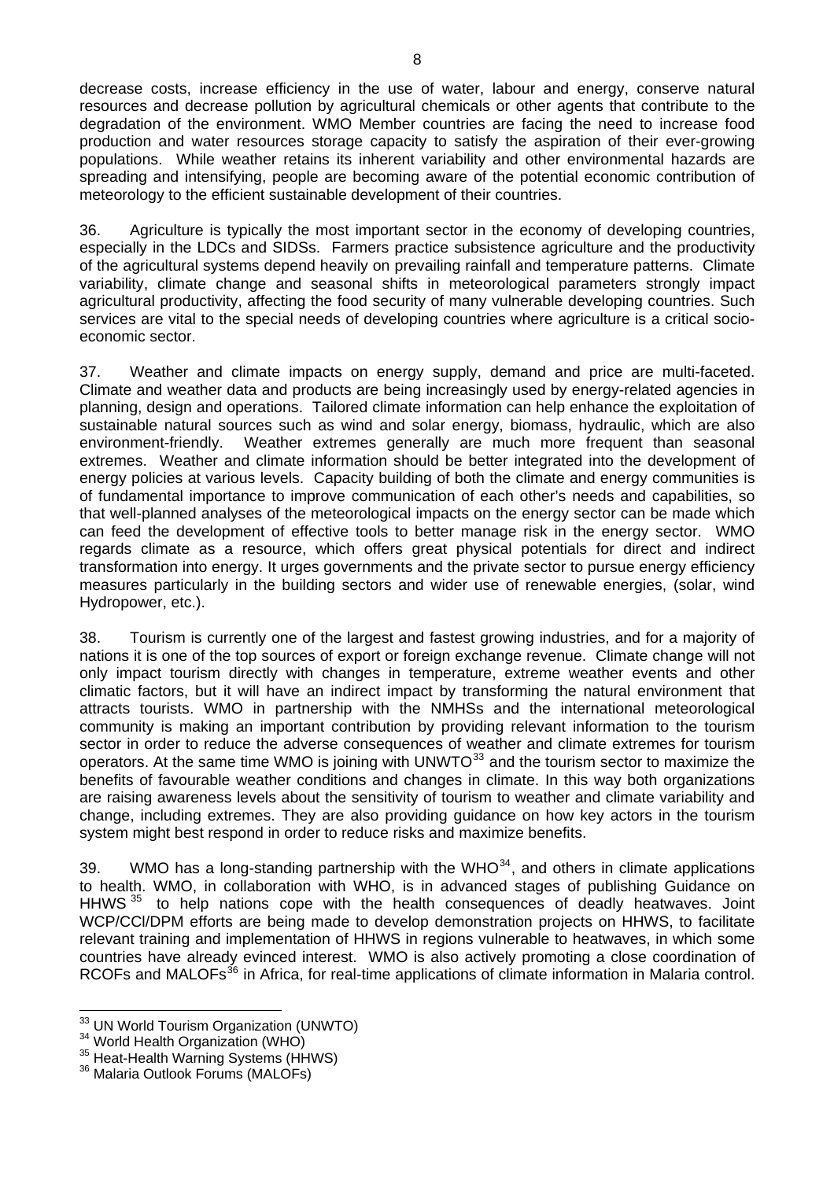decrease costs, increase efficiency in the use of water, labour and energy, conserve natural resources and decrease pollution by agricultural chemicals or other agents that contribute to the degradation of the environment. WMO Member countries are facing the need to increase food production and water resources storage capacity to satisfy the aspiration of their ever-growing populations. While weather retains its inherent variability and other environmental hazards are spreading and intensifying, people are becoming aware of the potential economic contribution of meteorology to the efficient sustainable development of their countries.

36. Agriculture is typically the most important sector in the economy of developing countries, especially in the LDCs and SIDSs. Farmers practice subsistence agriculture and the productivity of the agricultural systems depend heavily on prevailing rainfall and temperature patterns. Climate variability, climate change and seasonal shifts in meteorological parameters strongly impact agricultural productivity, affecting the food security of many vulnerable developing countries. Such services are vital to the special needs of developing countries where agriculture is a critical socio-economic sector.

37. Weather and climate impacts on energy supply, demand and price are multi-faceted. Climate and weather data and products are being increasingly used by energy-related agencies in planning, design and operations. Tailored climate information can help enhance the exploitation of sustainable natural sources such as wind and solar energy, biomass, hydraulic, which are also environment-friendly. Weather extremes generally are much more frequent than seasonal extremes. Weather and climate information should be better integrated into the development of energy policies at various levels. Capacity building of both the climate and energy communities is of fundamental importance to improve communication of each other's needs and capabilities, so that well-planned analyses of the meteorological impacts on the energy sector can be made which can feed the development of effective tools to better manage risk in the energy sector. WMO regards climate as a resource, which offers great physical potentials for direct and indirect transformation into energy. It urges governments and the private sector to pursue energy efficiency measures particularly in the building sectors and wider use of renewable energies, (solar, wind Hydropower, etc.).

38. Tourism is currently one of the largest and fastest growing industries, and for a majority of nations it is one of the top sources of export or foreign exchange revenue. Climate change will not only impact tourism directly with changes in temperature, extreme weather events and other climatic factors, but it will have an indirect impact by transforming the natural environment that attracts tourists. WMO in partnership with the NMHSs and the international meteorological community is making an important contribution by providing relevant information to the tourism sector in order to reduce the adverse consequences of weather and climate extremes for tourism operators. At the same time WMO is joining with UNWTO[33] and the tourism sector to maximize the benefits of favourable weather conditions and changes in climate. In this way both organizations are raising awareness levels about the sensitivity of tourism to weather and climate variability and change, including extremes. They are also providing guidance on how key actors in the tourism system might best respond in order to reduce risks and maximize benefits.

39. WMO has a long-standing partnership with the WHO[34], and others in climate applications to health. WMO, in collaboration with WHO, is in advanced stages of publishing Guidance on HHWS[35] to help nations cope with the health consequences of deadly heatwaves. Joint WCP/CCl/DPM efforts are being made to develop demonstration projects on HHWS, to facilitate relevant training and implementation of HHWS in regions vulnerable to heatwaves, in which some countries have already evinced interest. WMO is also actively promoting a close coordination of RCOFs and MALOFs[36] in Africa, for real-time applications of climate information in Malaria control.

---

[33] UN World Tourism Organization (UNWTO)
[34] World Health Organization (WHO)
[35] Heat-Health Warning Systems (HHWS)
[36] Malaria Outlook Forums (MALOFs)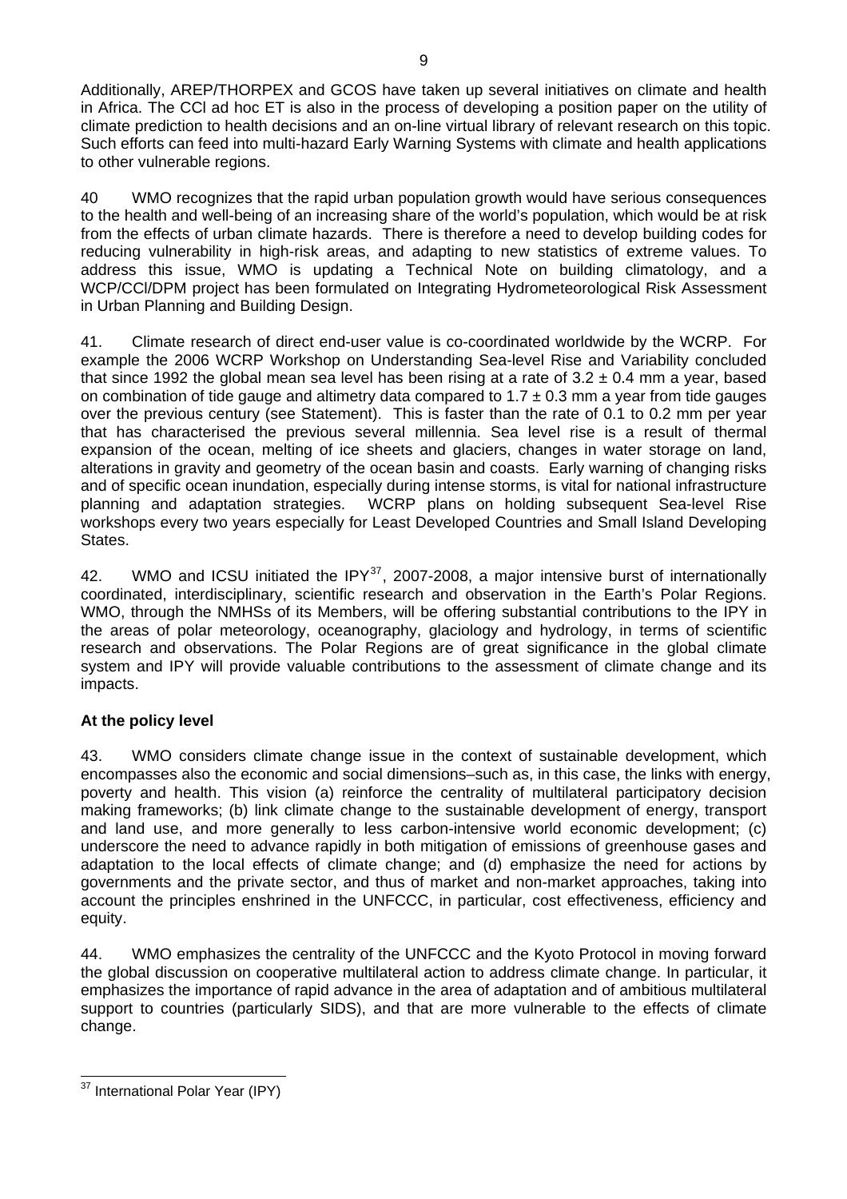Additionally, AREP/THORPEX and GCOS have taken up several initiatives on climate and health in Africa. The CCl ad hoc ET is also in the process of developing a position paper on the utility of climate prediction to health decisions and an on-line virtual library of relevant research on this topic. Such efforts can feed into multi-hazard Early Warning Systems with climate and health applications to other vulnerable regions.

40 WMO recognizes that the rapid urban population growth would have serious consequences to the health and well-being of an increasing share of the world's population, which would be at risk from the effects of urban climate hazards. There is therefore a need to develop building codes for reducing vulnerability in high-risk areas, and adapting to new statistics of extreme values. To address this issue, WMO is updating a Technical Note on building climatology, and a WCP/CCl/DPM project has been formulated on Integrating Hydrometeorological Risk Assessment in Urban Planning and Building Design.

41. Climate research of direct end-user value is co-coordinated worldwide by the WCRP. For example the 2006 WCRP Workshop on Understanding Sea-level Rise and Variability concluded that since 1992 the global mean sea level has been rising at a rate of $3.2 \pm 0.4$ mm a year, based on combination of tide gauge and altimetry data compared to $1.7 \pm 0.3$ mm a year from tide gauges over the previous century (see Statement). This is faster than the rate of 0.1 to 0.2 mm per year that has characterised the previous several millennia. Sea level rise is a result of thermal expansion of the ocean, melting of ice sheets and glaciers, changes in water storage on land, alterations in gravity and geometry of the ocean basin and coasts. Early warning of changing risks and of specific ocean inundation, especially during intense storms, is vital for national infrastructure planning and adaptation strategies. WCRP plans on holding subsequent Sea-level Rise workshops every two years especially for Least Developed Countries and Small Island Developing States.

42. WMO and ICSU initiated the IPY[37], 2007-2008, a major intensive burst of internationally coordinated, interdisciplinary, scientific research and observation in the Earth's Polar Regions. WMO, through the NMHSs of its Members, will be offering substantial contributions to the IPY in the areas of polar meteorology, oceanography, glaciology and hydrology, in terms of scientific research and observations. The Polar Regions are of great significance in the global climate system and IPY will provide valuable contributions to the assessment of climate change and its impacts.

**At the policy level**

43. WMO considers climate change issue in the context of sustainable development, which encompasses also the economic and social dimensions–such as, in this case, the links with energy, poverty and health. This vision (a) reinforce the centrality of multilateral participatory decision making frameworks; (b) link climate change to the sustainable development of energy, transport and land use, and more generally to less carbon-intensive world economic development; (c) underscore the need to advance rapidly in both mitigation of emissions of greenhouse gases and adaptation to the local effects of climate change; and (d) emphasize the need for actions by governments and the private sector, and thus of market and non-market approaches, taking into account the principles enshrined in the UNFCCC, in particular, cost effectiveness, efficiency and equity.

44. WMO emphasizes the centrality of the UNFCCC and the Kyoto Protocol in moving forward the global discussion on cooperative multilateral action to address climate change. In particular, it emphasizes the importance of rapid advance in the area of adaptation and of ambitious multilateral support to countries (particularly SIDS), and that are more vulnerable to the effects of climate change.

---

[37] International Polar Year (IPY)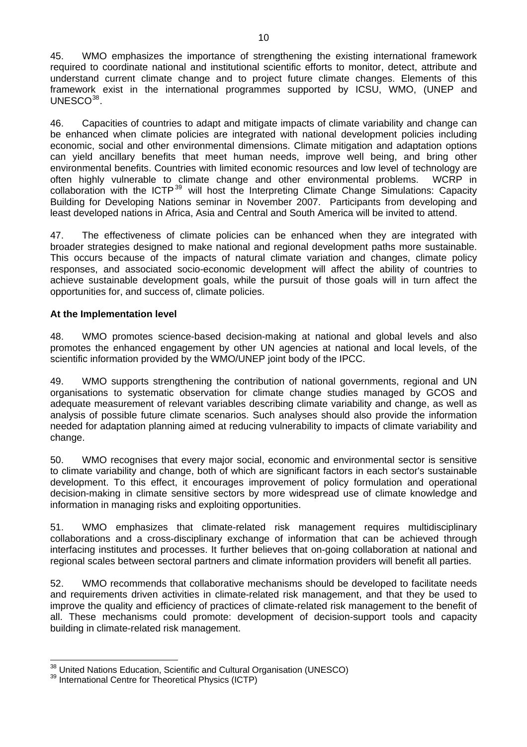45. WMO emphasizes the importance of strengthening the existing international framework required to coordinate national and institutional scientific efforts to monitor, detect, attribute and understand current climate change and to project future climate changes. Elements of this framework exist in the international programmes supported by ICSU, WMO, (UNEP and UNESCO[38].

46. Capacities of countries to adapt and mitigate impacts of climate variability and change can be enhanced when climate policies are integrated with national development policies including economic, social and other environmental dimensions. Climate mitigation and adaptation options can yield ancillary benefits that meet human needs, improve well being, and bring other environmental benefits. Countries with limited economic resources and low level of technology are often highly vulnerable to climate change and other environmental problems. WCRP in collaboration with the ICTP[39] will host the Interpreting Climate Change Simulations: Capacity Building for Developing Nations seminar in November 2007. Participants from developing and least developed nations in Africa, Asia and Central and South America will be invited to attend.

47. The effectiveness of climate policies can be enhanced when they are integrated with broader strategies designed to make national and regional development paths more sustainable. This occurs because of the impacts of natural climate variation and changes, climate policy responses, and associated socio-economic development will affect the ability of countries to achieve sustainable development goals, while the pursuit of those goals will in turn affect the opportunities for, and success of, climate policies.

**At the Implementation level**

48. WMO promotes science-based decision-making at national and global levels and also promotes the enhanced engagement by other UN agencies at national and local levels, of the scientific information provided by the WMO/UNEP joint body of the IPCC.

49. WMO supports strengthening the contribution of national governments, regional and UN organisations to systematic observation for climate change studies managed by GCOS and adequate measurement of relevant variables describing climate variability and change, as well as analysis of possible future climate scenarios. Such analyses should also provide the information needed for adaptation planning aimed at reducing vulnerability to impacts of climate variability and change.

50. WMO recognises that every major social, economic and environmental sector is sensitive to climate variability and change, both of which are significant factors in each sector's sustainable development. To this effect, it encourages improvement of policy formulation and operational decision-making in climate sensitive sectors by more widespread use of climate knowledge and information in managing risks and exploiting opportunities.

51. WMO emphasizes that climate-related risk management requires multidisciplinary collaborations and a cross-disciplinary exchange of information that can be achieved through interfacing institutes and processes. It further believes that on-going collaboration at national and regional scales between sectoral partners and climate information providers will benefit all parties.

52. WMO recommends that collaborative mechanisms should be developed to facilitate needs and requirements driven activities in climate-related risk management, and that they be used to improve the quality and efficiency of practices of climate-related risk management to the benefit of all. These mechanisms could promote: development of decision-support tools and capacity building in climate-related risk management.

---

[38] United Nations Education, Scientific and Cultural Organisation (UNESCO)

[39] International Centre for Theoretical Physics (ICTP)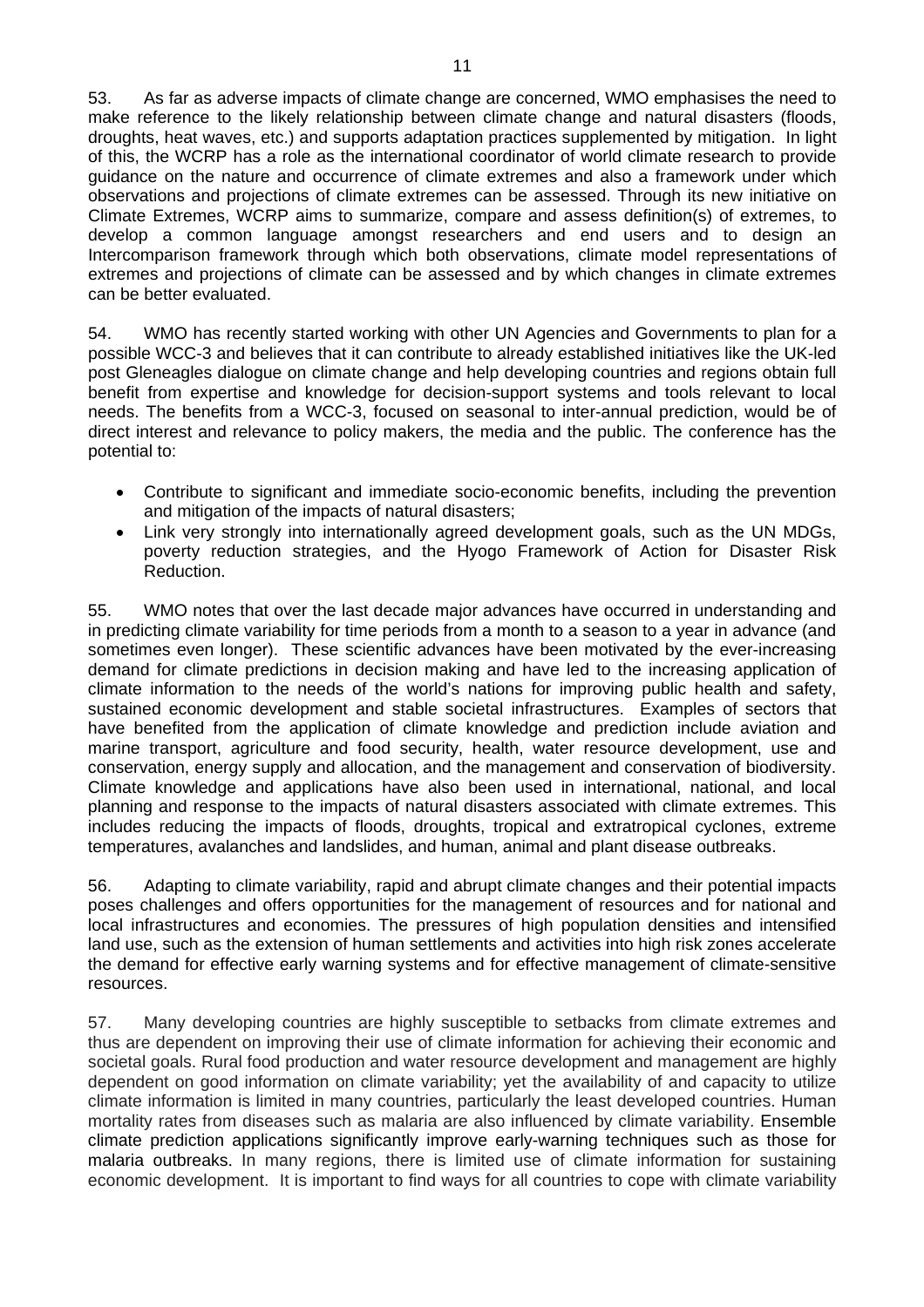53. As far as adverse impacts of climate change are concerned, WMO emphasises the need to make reference to the likely relationship between climate change and natural disasters (floods, droughts, heat waves, etc.) and supports adaptation practices supplemented by mitigation. In light of this, the WCRP has a role as the international coordinator of world climate research to provide guidance on the nature and occurrence of climate extremes and also a framework under which observations and projections of climate extremes can be assessed. Through its new initiative on Climate Extremes, WCRP aims to summarize, compare and assess definition(s) of extremes, to develop a common language amongst researchers and end users and to design an Intercomparison framework through which both observations, climate model representations of extremes and projections of climate can be assessed and by which changes in climate extremes can be better evaluated.

54. WMO has recently started working with other UN Agencies and Governments to plan for a possible WCC-3 and believes that it can contribute to already established initiatives like the UK-led post Gleneagles dialogue on climate change and help developing countries and regions obtain full benefit from expertise and knowledge for decision-support systems and tools relevant to local needs. The benefits from a WCC-3, focused on seasonal to inter-annual prediction, would be of direct interest and relevance to policy makers, the media and the public. The conference has the potential to:

- Contribute to significant and immediate socio-economic benefits, including the prevention and mitigation of the impacts of natural disasters;
- Link very strongly into internationally agreed development goals, such as the UN MDGs, poverty reduction strategies, and the Hyogo Framework of Action for Disaster Risk Reduction.

55. WMO notes that over the last decade major advances have occurred in understanding and in predicting climate variability for time periods from a month to a season to a year in advance (and sometimes even longer). These scientific advances have been motivated by the ever-increasing demand for climate predictions in decision making and have led to the increasing application of climate information to the needs of the world's nations for improving public health and safety, sustained economic development and stable societal infrastructures. Examples of sectors that have benefited from the application of climate knowledge and prediction include aviation and marine transport, agriculture and food security, health, water resource development, use and conservation, energy supply and allocation, and the management and conservation of biodiversity. Climate knowledge and applications have also been used in international, national, and local planning and response to the impacts of natural disasters associated with climate extremes. This includes reducing the impacts of floods, droughts, tropical and extratropical cyclones, extreme temperatures, avalanches and landslides, and human, animal and plant disease outbreaks.

56. Adapting to climate variability, rapid and abrupt climate changes and their potential impacts poses challenges and offers opportunities for the management of resources and for national and local infrastructures and economies. The pressures of high population densities and intensified land use, such as the extension of human settlements and activities into high risk zones accelerate the demand for effective early warning systems and for effective management of climate-sensitive resources.

57. Many developing countries are highly susceptible to setbacks from climate extremes and thus are dependent on improving their use of climate information for achieving their economic and societal goals. Rural food production and water resource development and management are highly dependent on good information on climate variability; yet the availability of and capacity to utilize climate information is limited in many countries, particularly the least developed countries. Human mortality rates from diseases such as malaria are also influenced by climate variability. Ensemble climate prediction applications significantly improve early-warning techniques such as those for malaria outbreaks. In many regions, there is limited use of climate information for sustaining economic development. It is important to find ways for all countries to cope with climate variability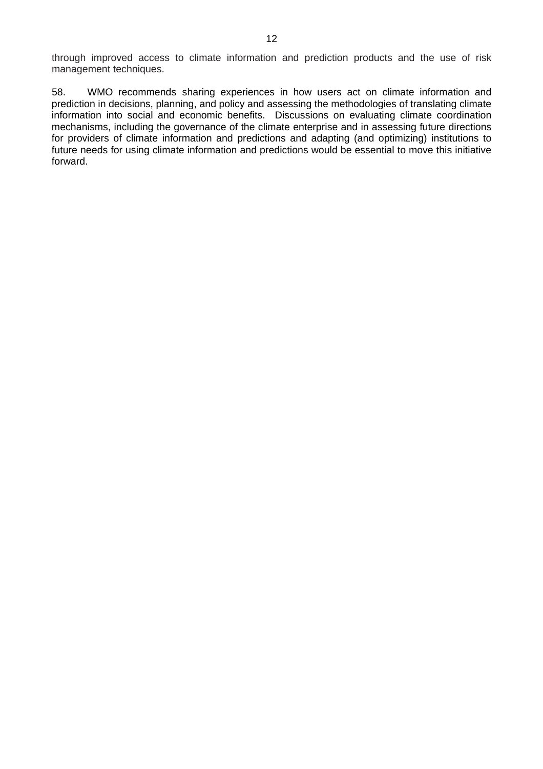through improved access to climate information and prediction products and the use of risk management techniques.

58. WMO recommends sharing experiences in how users act on climate information and prediction in decisions, planning, and policy and assessing the methodologies of translating climate information into social and economic benefits. Discussions on evaluating climate coordination mechanisms, including the governance of the climate enterprise and in assessing future directions for providers of climate information and predictions and adapting (and optimizing) institutions to future needs for using climate information and predictions would be essential to move this initiative forward.